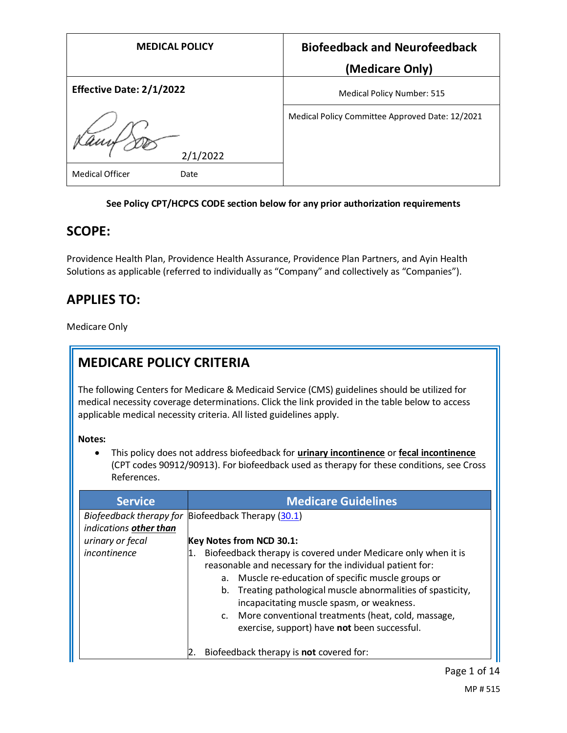| MEDICAL POLICY | Biofeedback and Neurofeedback (Medicare Only) |
|---|---|
| **Effective Date: 2/1/2022** | Medical Policy Number: 515 |
| 2/1/2022 | Medical Policy Committee Approved Date: 12/2021 |
| Medical Officer Date | |

**See Policy CPT/HCPCS CODE section below for any prior authorization requirements**

## SCOPE:

Providence Health Plan, Providence Health Assurance, Providence Plan Partners, and Ayin Health Solutions as applicable (referred to individually as "Company" and collectively as "Companies").

## APPLIES TO:

Medicare Only

## MEDICARE POLICY CRITERIA

The following Centers for Medicare & Medicaid Service (CMS) guidelines should be utilized for medical necessity coverage determinations. Click the link provided in the table below to access applicable medical necessity criteria. All listed guidelines apply.

**Notes:**

- This policy does not address biofeedback for **urinary incontinence** or **fecal incontinence** (CPT codes 90912/90913). For biofeedback used as therapy for these conditions, see Cross References.

| Service | Medicare Guidelines |
|---|---|
| *Biofeedback therapy for indications **other than** urinary or fecal incontinence* | Biofeedback Therapy (30.1)<br><br>**Key Notes from NCD 30.1:**<br>1. Biofeedback therapy is covered under Medicare only when it is reasonable and necessary for the individual patient for:<br>a. Muscle re-education of specific muscle groups or<br>b. Treating pathological muscle abnormalities of spasticity, incapacitating muscle spasm, or weakness.<br>c. More conventional treatments (heat, cold, massage, exercise, support) have **not** been successful.<br><br>2. Biofeedback therapy is **not** covered for: |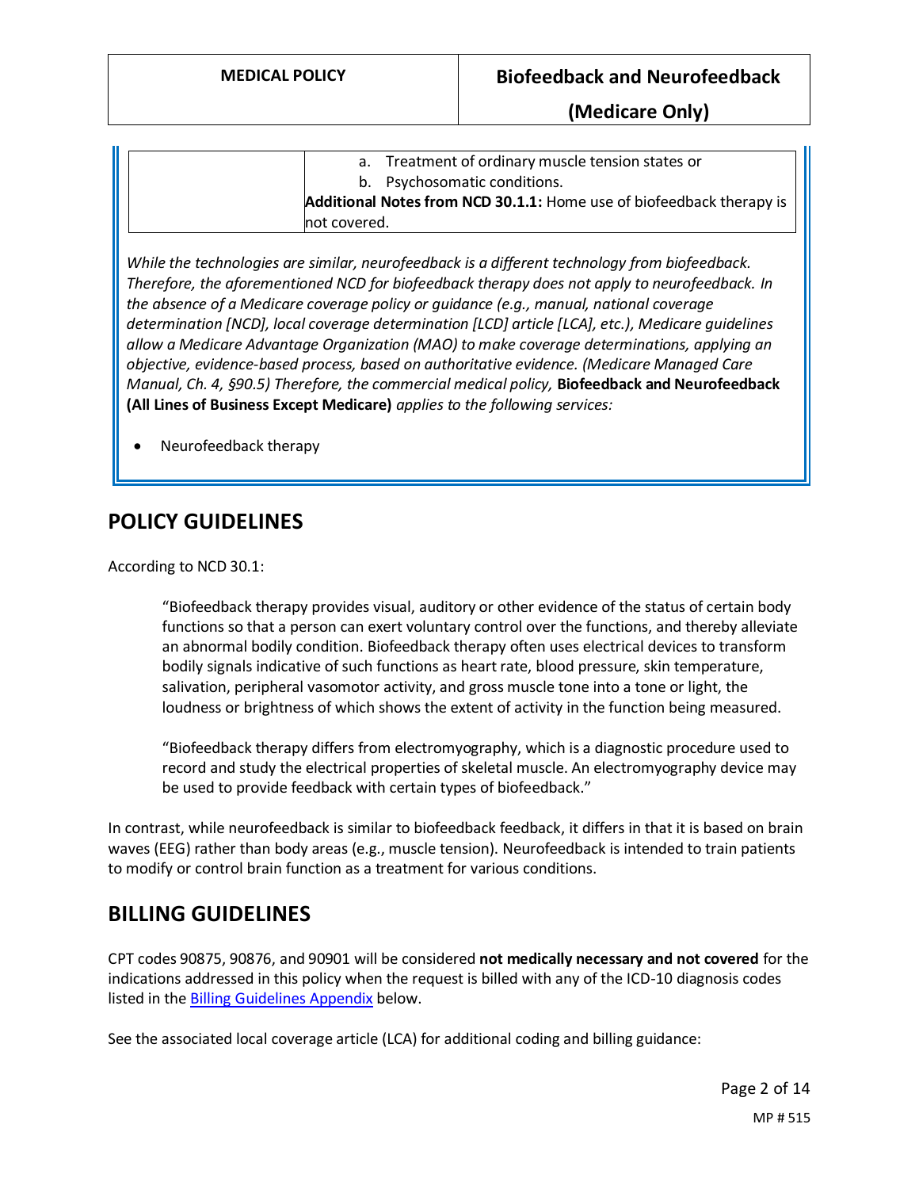| | a. Treatment of ordinary muscle tension states or<br>b. Psychosomatic conditions.<br>**Additional Notes from NCD 30.1.1:** Home use of biofeedback therapy is not covered. |
|---|---|

*While the technologies are similar, neurofeedback is a different technology from biofeedback. Therefore, the aforementioned NCD for biofeedback therapy does not apply to neurofeedback. In the absence of a Medicare coverage policy or guidance (e.g., manual, national coverage determination [NCD], local coverage determination [LCD] article [LCA], etc.), Medicare guidelines allow a Medicare Advantage Organization (MAO) to make coverage determinations, applying an objective, evidence-based process, based on authoritative evidence. (Medicare Managed Care Manual, Ch. 4, §90.5) Therefore, the commercial medical policy,* **Biofeedback and Neurofeedback (All Lines of Business Except Medicare)** *applies to the following services:*

- Neurofeedback therapy

## POLICY GUIDELINES

According to NCD 30.1:

> "Biofeedback therapy provides visual, auditory or other evidence of the status of certain body functions so that a person can exert voluntary control over the functions, and thereby alleviate an abnormal bodily condition. Biofeedback therapy often uses electrical devices to transform bodily signals indicative of such functions as heart rate, blood pressure, skin temperature, salivation, peripheral vasomotor activity, and gross muscle tone into a tone or light, the loudness or brightness of which shows the extent of activity in the function being measured.
>
> "Biofeedback therapy differs from electromyography, which is a diagnostic procedure used to record and study the electrical properties of skeletal muscle. An electromyography device may be used to provide feedback with certain types of biofeedback."

In contrast, while neurofeedback is similar to biofeedback feedback, it differs in that it is based on brain waves (EEG) rather than body areas (e.g., muscle tension). Neurofeedback is intended to train patients to modify or control brain function as a treatment for various conditions.

## BILLING GUIDELINES

CPT codes 90875, 90876, and 90901 will be considered **not medically necessary and not covered** for the indications addressed in this policy when the request is billed with any of the ICD-10 diagnosis codes listed in the Billing Guidelines Appendix below.

See the associated local coverage article (LCA) for additional coding and billing guidance: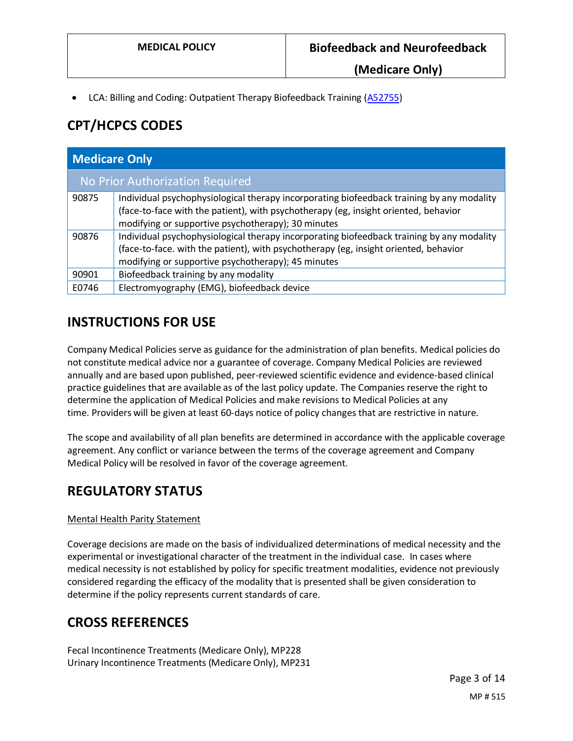- LCA: Billing and Coding: Outpatient Therapy Biofeedback Training (A52755)

## CPT/HCPCS CODES

| Medicare Only | |
|---|---|
| No Prior Authorization Required | |
| 90875 | Individual psychophysiological therapy incorporating biofeedback training by any modality (face-to-face with the patient), with psychotherapy (eg, insight oriented, behavior modifying or supportive psychotherapy); 30 minutes |
| 90876 | Individual psychophysiological therapy incorporating biofeedback training by any modality (face-to-face. with the patient), with psychotherapy (eg, insight oriented, behavior modifying or supportive psychotherapy); 45 minutes |
| 90901 | Biofeedback training by any modality |
| E0746 | Electromyography (EMG), biofeedback device |

## INSTRUCTIONS FOR USE

Company Medical Policies serve as guidance for the administration of plan benefits. Medical policies do not constitute medical advice nor a guarantee of coverage. Company Medical Policies are reviewed annually and are based upon published, peer-reviewed scientific evidence and evidence-based clinical practice guidelines that are available as of the last policy update. The Companies reserve the right to determine the application of Medical Policies and make revisions to Medical Policies at any time. Providers will be given at least 60-days notice of policy changes that are restrictive in nature.

The scope and availability of all plan benefits are determined in accordance with the applicable coverage agreement. Any conflict or variance between the terms of the coverage agreement and Company Medical Policy will be resolved in favor of the coverage agreement.

## REGULATORY STATUS

Mental Health Parity Statement

Coverage decisions are made on the basis of individualized determinations of medical necessity and the experimental or investigational character of the treatment in the individual case. In cases where medical necessity is not established by policy for specific treatment modalities, evidence not previously considered regarding the efficacy of the modality that is presented shall be given consideration to determine if the policy represents current standards of care.

## CROSS REFERENCES

Fecal Incontinence Treatments (Medicare Only), MP228
Urinary Incontinence Treatments (Medicare Only), MP231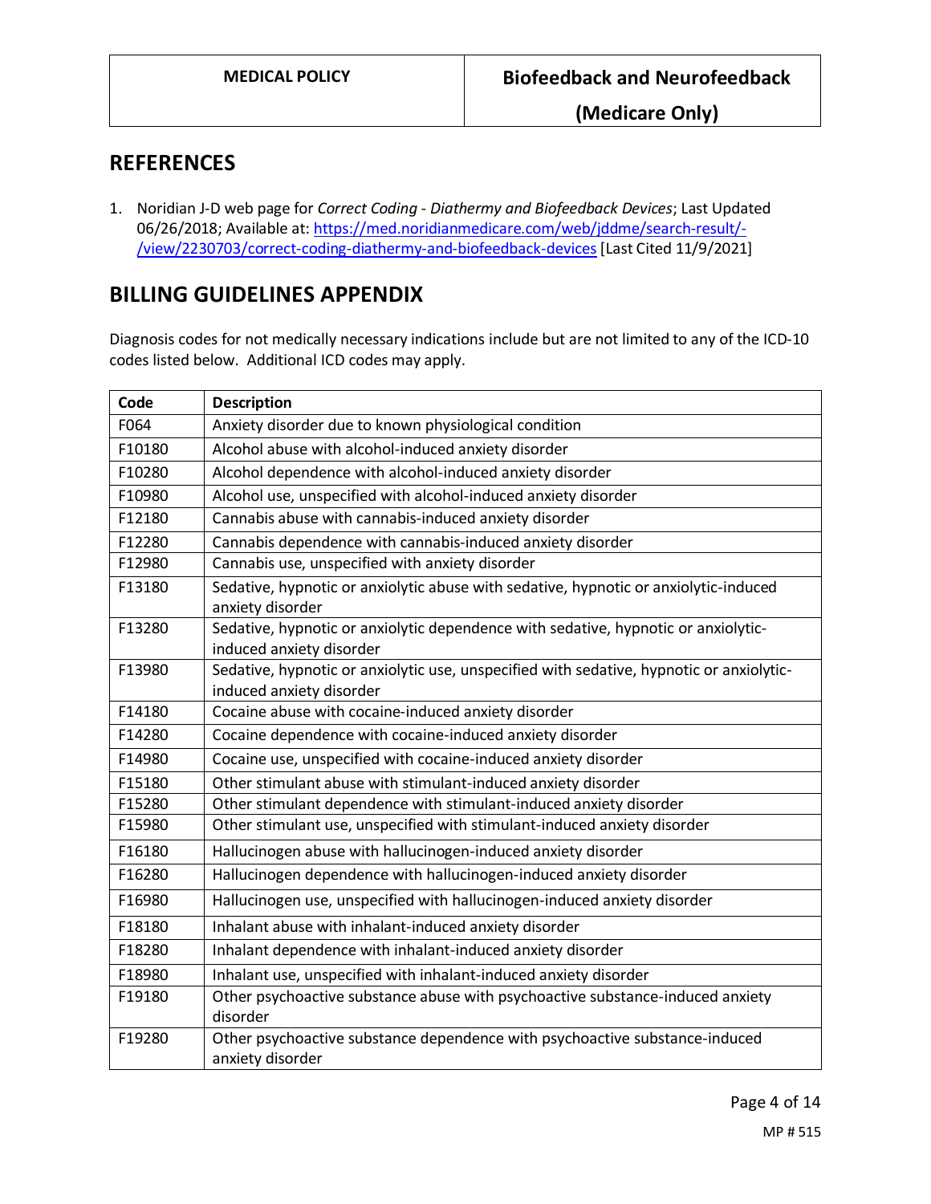## REFERENCES

1. Noridian J-D web page for *Correct Coding - Diathermy and Biofeedback Devices*; Last Updated 06/26/2018; Available at: [https://med.noridianmedicare.com/web/jddme/search-result/-/view/2230703/correct-coding-diathermy-and-biofeedback-devices](https://med.noridianmedicare.com/web/jddme/search-result/-/view/2230703/correct-coding-diathermy-and-biofeedback-devices) [Last Cited 11/9/2021]

## BILLING GUIDELINES APPENDIX

Diagnosis codes for not medically necessary indications include but are not limited to any of the ICD-10 codes listed below. Additional ICD codes may apply.

| Code | Description |
|---|---|
| F064 | Anxiety disorder due to known physiological condition |
| F10180 | Alcohol abuse with alcohol-induced anxiety disorder |
| F10280 | Alcohol dependence with alcohol-induced anxiety disorder |
| F10980 | Alcohol use, unspecified with alcohol-induced anxiety disorder |
| F12180 | Cannabis abuse with cannabis-induced anxiety disorder |
| F12280 | Cannabis dependence with cannabis-induced anxiety disorder |
| F12980 | Cannabis use, unspecified with anxiety disorder |
| F13180 | Sedative, hypnotic or anxiolytic abuse with sedative, hypnotic or anxiolytic-induced anxiety disorder |
| F13280 | Sedative, hypnotic or anxiolytic dependence with sedative, hypnotic or anxiolytic-induced anxiety disorder |
| F13980 | Sedative, hypnotic or anxiolytic use, unspecified with sedative, hypnotic or anxiolytic-induced anxiety disorder |
| F14180 | Cocaine abuse with cocaine-induced anxiety disorder |
| F14280 | Cocaine dependence with cocaine-induced anxiety disorder |
| F14980 | Cocaine use, unspecified with cocaine-induced anxiety disorder |
| F15180 | Other stimulant abuse with stimulant-induced anxiety disorder |
| F15280 | Other stimulant dependence with stimulant-induced anxiety disorder |
| F15980 | Other stimulant use, unspecified with stimulant-induced anxiety disorder |
| F16180 | Hallucinogen abuse with hallucinogen-induced anxiety disorder |
| F16280 | Hallucinogen dependence with hallucinogen-induced anxiety disorder |
| F16980 | Hallucinogen use, unspecified with hallucinogen-induced anxiety disorder |
| F18180 | Inhalant abuse with inhalant-induced anxiety disorder |
| F18280 | Inhalant dependence with inhalant-induced anxiety disorder |
| F18980 | Inhalant use, unspecified with inhalant-induced anxiety disorder |
| F19180 | Other psychoactive substance abuse with psychoactive substance-induced anxiety disorder |
| F19280 | Other psychoactive substance dependence with psychoactive substance-induced anxiety disorder |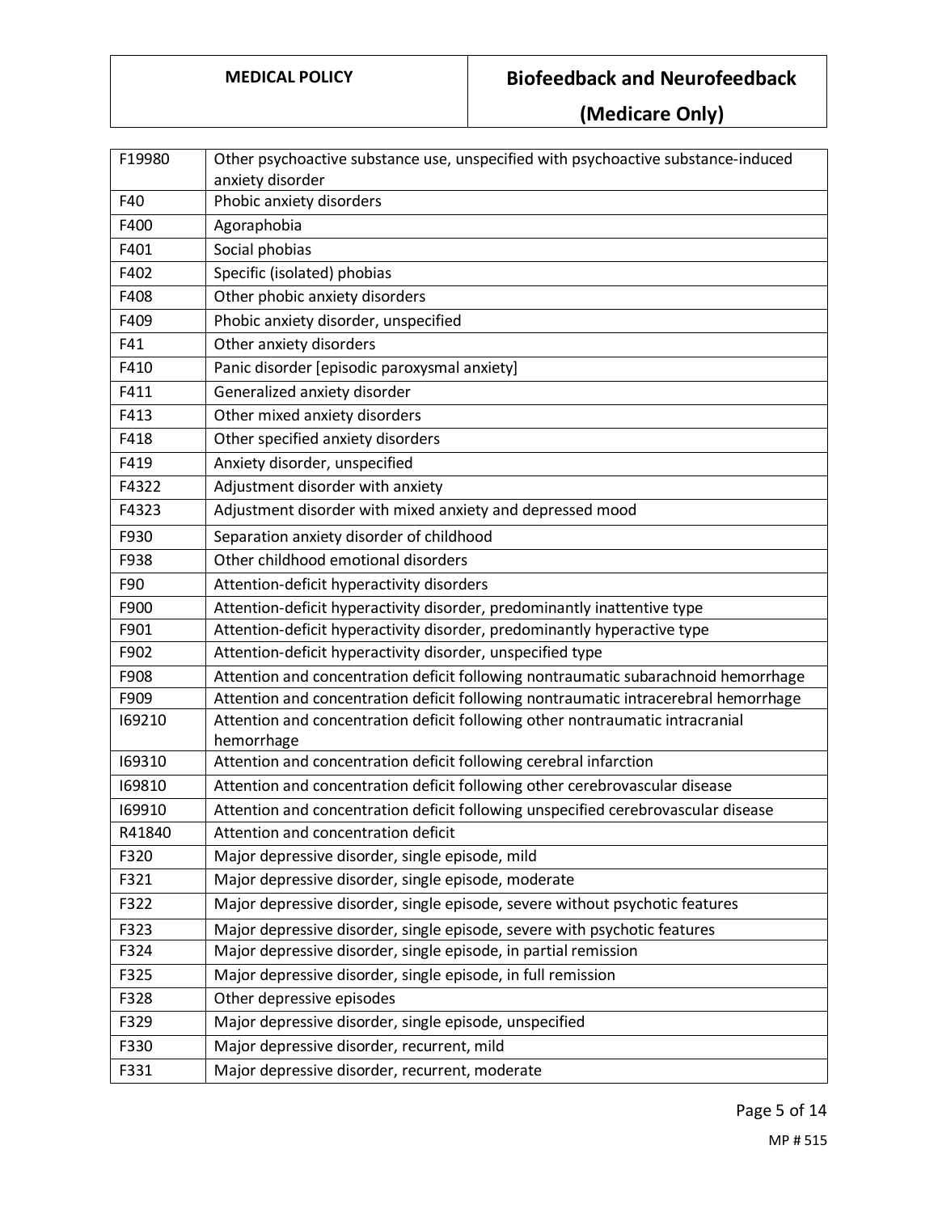| | |
|---|---|
| F19980 | Other psychoactive substance use, unspecified with psychoactive substance-induced anxiety disorder |
| F40 | Phobic anxiety disorders |
| F400 | Agoraphobia |
| F401 | Social phobias |
| F402 | Specific (isolated) phobias |
| F408 | Other phobic anxiety disorders |
| F409 | Phobic anxiety disorder, unspecified |
| F41 | Other anxiety disorders |
| F410 | Panic disorder [episodic paroxysmal anxiety] |
| F411 | Generalized anxiety disorder |
| F413 | Other mixed anxiety disorders |
| F418 | Other specified anxiety disorders |
| F419 | Anxiety disorder, unspecified |
| F4322 | Adjustment disorder with anxiety |
| F4323 | Adjustment disorder with mixed anxiety and depressed mood |
| F930 | Separation anxiety disorder of childhood |
| F938 | Other childhood emotional disorders |
| F90 | Attention-deficit hyperactivity disorders |
| F900 | Attention-deficit hyperactivity disorder, predominantly inattentive type |
| F901 | Attention-deficit hyperactivity disorder, predominantly hyperactive type |
| F902 | Attention-deficit hyperactivity disorder, unspecified type |
| F908 | Attention and concentration deficit following nontraumatic subarachnoid hemorrhage |
| F909 | Attention and concentration deficit following nontraumatic intracerebral hemorrhage |
| I69210 | Attention and concentration deficit following other nontraumatic intracranial hemorrhage |
| I69310 | Attention and concentration deficit following cerebral infarction |
| I69810 | Attention and concentration deficit following other cerebrovascular disease |
| I69910 | Attention and concentration deficit following unspecified cerebrovascular disease |
| R41840 | Attention and concentration deficit |
| F320 | Major depressive disorder, single episode, mild |
| F321 | Major depressive disorder, single episode, moderate |
| F322 | Major depressive disorder, single episode, severe without psychotic features |
| F323 | Major depressive disorder, single episode, severe with psychotic features |
| F324 | Major depressive disorder, single episode, in partial remission |
| F325 | Major depressive disorder, single episode, in full remission |
| F328 | Other depressive episodes |
| F329 | Major depressive disorder, single episode, unspecified |
| F330 | Major depressive disorder, recurrent, mild |
| F331 | Major depressive disorder, recurrent, moderate |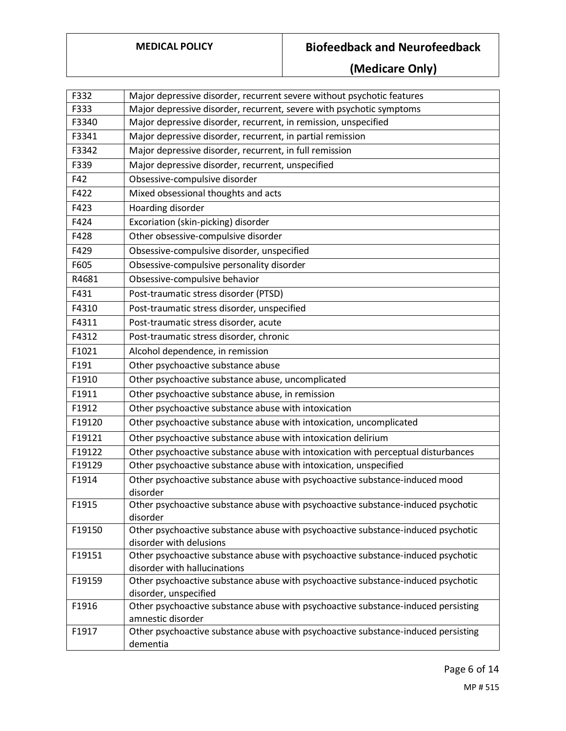| | |
|---|---|
| F332 | Major depressive disorder, recurrent severe without psychotic features |
| F333 | Major depressive disorder, recurrent, severe with psychotic symptoms |
| F3340 | Major depressive disorder, recurrent, in remission, unspecified |
| F3341 | Major depressive disorder, recurrent, in partial remission |
| F3342 | Major depressive disorder, recurrent, in full remission |
| F339 | Major depressive disorder, recurrent, unspecified |
| F42 | Obsessive-compulsive disorder |
| F422 | Mixed obsessional thoughts and acts |
| F423 | Hoarding disorder |
| F424 | Excoriation (skin-picking) disorder |
| F428 | Other obsessive-compulsive disorder |
| F429 | Obsessive-compulsive disorder, unspecified |
| F605 | Obsessive-compulsive personality disorder |
| R4681 | Obsessive-compulsive behavior |
| F431 | Post-traumatic stress disorder (PTSD) |
| F4310 | Post-traumatic stress disorder, unspecified |
| F4311 | Post-traumatic stress disorder, acute |
| F4312 | Post-traumatic stress disorder, chronic |
| F1021 | Alcohol dependence, in remission |
| F191 | Other psychoactive substance abuse |
| F1910 | Other psychoactive substance abuse, uncomplicated |
| F1911 | Other psychoactive substance abuse, in remission |
| F1912 | Other psychoactive substance abuse with intoxication |
| F19120 | Other psychoactive substance abuse with intoxication, uncomplicated |
| F19121 | Other psychoactive substance abuse with intoxication delirium |
| F19122 | Other psychoactive substance abuse with intoxication with perceptual disturbances |
| F19129 | Other psychoactive substance abuse with intoxication, unspecified |
| F1914 | Other psychoactive substance abuse with psychoactive substance-induced mood disorder |
| F1915 | Other psychoactive substance abuse with psychoactive substance-induced psychotic disorder |
| F19150 | Other psychoactive substance abuse with psychoactive substance-induced psychotic disorder with delusions |
| F19151 | Other psychoactive substance abuse with psychoactive substance-induced psychotic disorder with hallucinations |
| F19159 | Other psychoactive substance abuse with psychoactive substance-induced psychotic disorder, unspecified |
| F1916 | Other psychoactive substance abuse with psychoactive substance-induced persisting amnestic disorder |
| F1917 | Other psychoactive substance abuse with psychoactive substance-induced persisting dementia |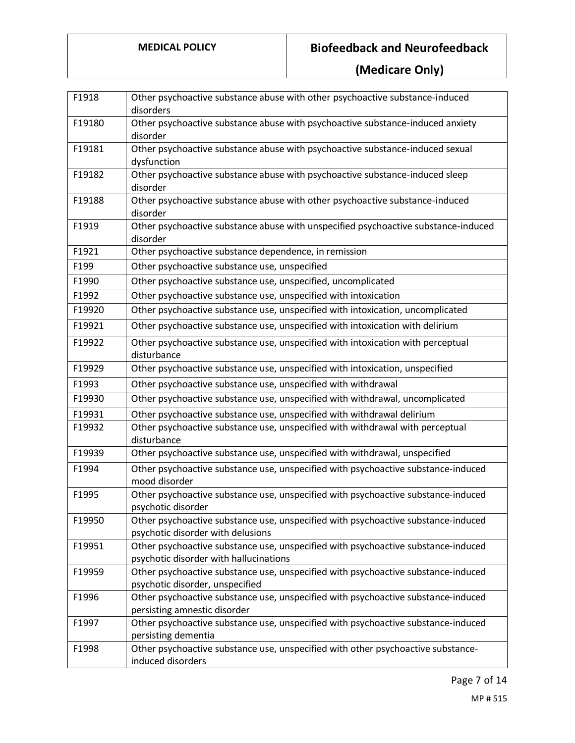| F1918 | Other psychoactive substance abuse with other psychoactive substance-induced disorders |
|---|---|
| F19180 | Other psychoactive substance abuse with psychoactive substance-induced anxiety disorder |
| F19181 | Other psychoactive substance abuse with psychoactive substance-induced sexual dysfunction |
| F19182 | Other psychoactive substance abuse with psychoactive substance-induced sleep disorder |
| F19188 | Other psychoactive substance abuse with other psychoactive substance-induced disorder |
| F1919 | Other psychoactive substance abuse with unspecified psychoactive substance-induced disorder |
| F1921 | Other psychoactive substance dependence, in remission |
| F199 | Other psychoactive substance use, unspecified |
| F1990 | Other psychoactive substance use, unspecified, uncomplicated |
| F1992 | Other psychoactive substance use, unspecified with intoxication |
| F19920 | Other psychoactive substance use, unspecified with intoxication, uncomplicated |
| F19921 | Other psychoactive substance use, unspecified with intoxication with delirium |
| F19922 | Other psychoactive substance use, unspecified with intoxication with perceptual disturbance |
| F19929 | Other psychoactive substance use, unspecified with intoxication, unspecified |
| F1993 | Other psychoactive substance use, unspecified with withdrawal |
| F19930 | Other psychoactive substance use, unspecified with withdrawal, uncomplicated |
| F19931 | Other psychoactive substance use, unspecified with withdrawal delirium |
| F19932 | Other psychoactive substance use, unspecified with withdrawal with perceptual disturbance |
| F19939 | Other psychoactive substance use, unspecified with withdrawal, unspecified |
| F1994 | Other psychoactive substance use, unspecified with psychoactive substance-induced mood disorder |
| F1995 | Other psychoactive substance use, unspecified with psychoactive substance-induced psychotic disorder |
| F19950 | Other psychoactive substance use, unspecified with psychoactive substance-induced psychotic disorder with delusions |
| F19951 | Other psychoactive substance use, unspecified with psychoactive substance-induced psychotic disorder with hallucinations |
| F19959 | Other psychoactive substance use, unspecified with psychoactive substance-induced psychotic disorder, unspecified |
| F1996 | Other psychoactive substance use, unspecified with psychoactive substance-induced persisting amnestic disorder |
| F1997 | Other psychoactive substance use, unspecified with psychoactive substance-induced persisting dementia |
| F1998 | Other psychoactive substance use, unspecified with other psychoactive substance-induced disorders |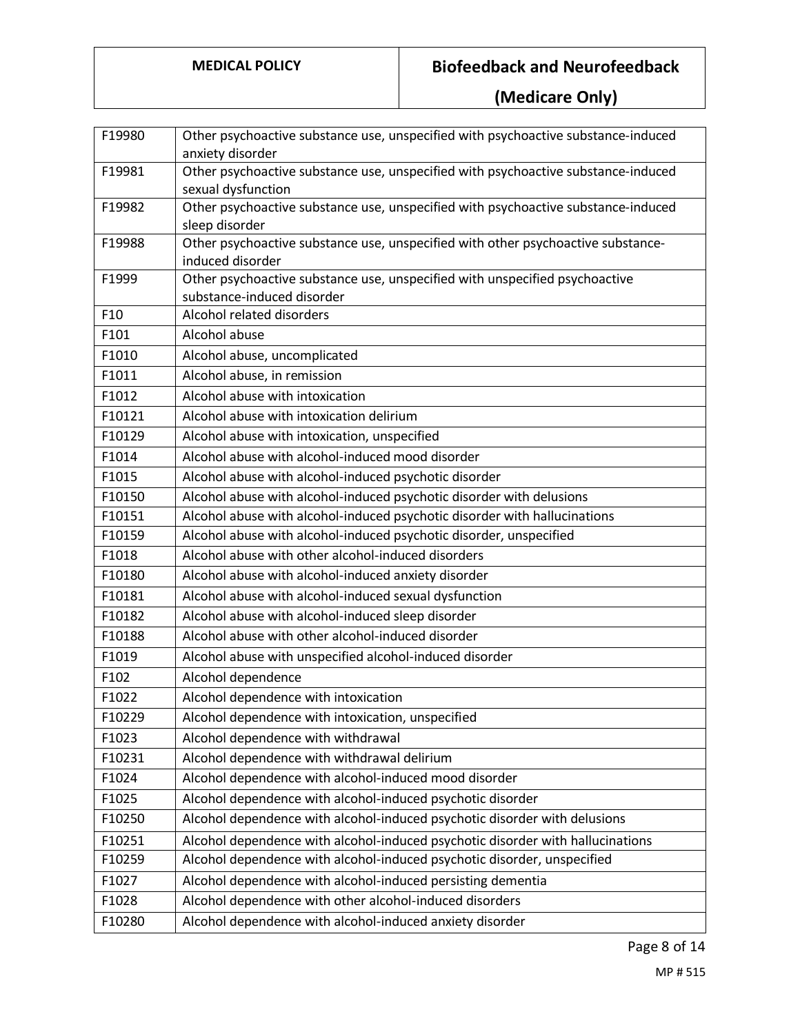| | |
|---|---|
| F19980 | Other psychoactive substance use, unspecified with psychoactive substance-induced anxiety disorder |
| F19981 | Other psychoactive substance use, unspecified with psychoactive substance-induced sexual dysfunction |
| F19982 | Other psychoactive substance use, unspecified with psychoactive substance-induced sleep disorder |
| F19988 | Other psychoactive substance use, unspecified with other psychoactive substance-induced disorder |
| F1999 | Other psychoactive substance use, unspecified with unspecified psychoactive substance-induced disorder |
| F10 | Alcohol related disorders |
| F101 | Alcohol abuse |
| F1010 | Alcohol abuse, uncomplicated |
| F1011 | Alcohol abuse, in remission |
| F1012 | Alcohol abuse with intoxication |
| F10121 | Alcohol abuse with intoxication delirium |
| F10129 | Alcohol abuse with intoxication, unspecified |
| F1014 | Alcohol abuse with alcohol-induced mood disorder |
| F1015 | Alcohol abuse with alcohol-induced psychotic disorder |
| F10150 | Alcohol abuse with alcohol-induced psychotic disorder with delusions |
| F10151 | Alcohol abuse with alcohol-induced psychotic disorder with hallucinations |
| F10159 | Alcohol abuse with alcohol-induced psychotic disorder, unspecified |
| F1018 | Alcohol abuse with other alcohol-induced disorders |
| F10180 | Alcohol abuse with alcohol-induced anxiety disorder |
| F10181 | Alcohol abuse with alcohol-induced sexual dysfunction |
| F10182 | Alcohol abuse with alcohol-induced sleep disorder |
| F10188 | Alcohol abuse with other alcohol-induced disorder |
| F1019 | Alcohol abuse with unspecified alcohol-induced disorder |
| F102 | Alcohol dependence |
| F1022 | Alcohol dependence with intoxication |
| F10229 | Alcohol dependence with intoxication, unspecified |
| F1023 | Alcohol dependence with withdrawal |
| F10231 | Alcohol dependence with withdrawal delirium |
| F1024 | Alcohol dependence with alcohol-induced mood disorder |
| F1025 | Alcohol dependence with alcohol-induced psychotic disorder |
| F10250 | Alcohol dependence with alcohol-induced psychotic disorder with delusions |
| F10251 | Alcohol dependence with alcohol-induced psychotic disorder with hallucinations |
| F10259 | Alcohol dependence with alcohol-induced psychotic disorder, unspecified |
| F1027 | Alcohol dependence with alcohol-induced persisting dementia |
| F1028 | Alcohol dependence with other alcohol-induced disorders |
| F10280 | Alcohol dependence with alcohol-induced anxiety disorder |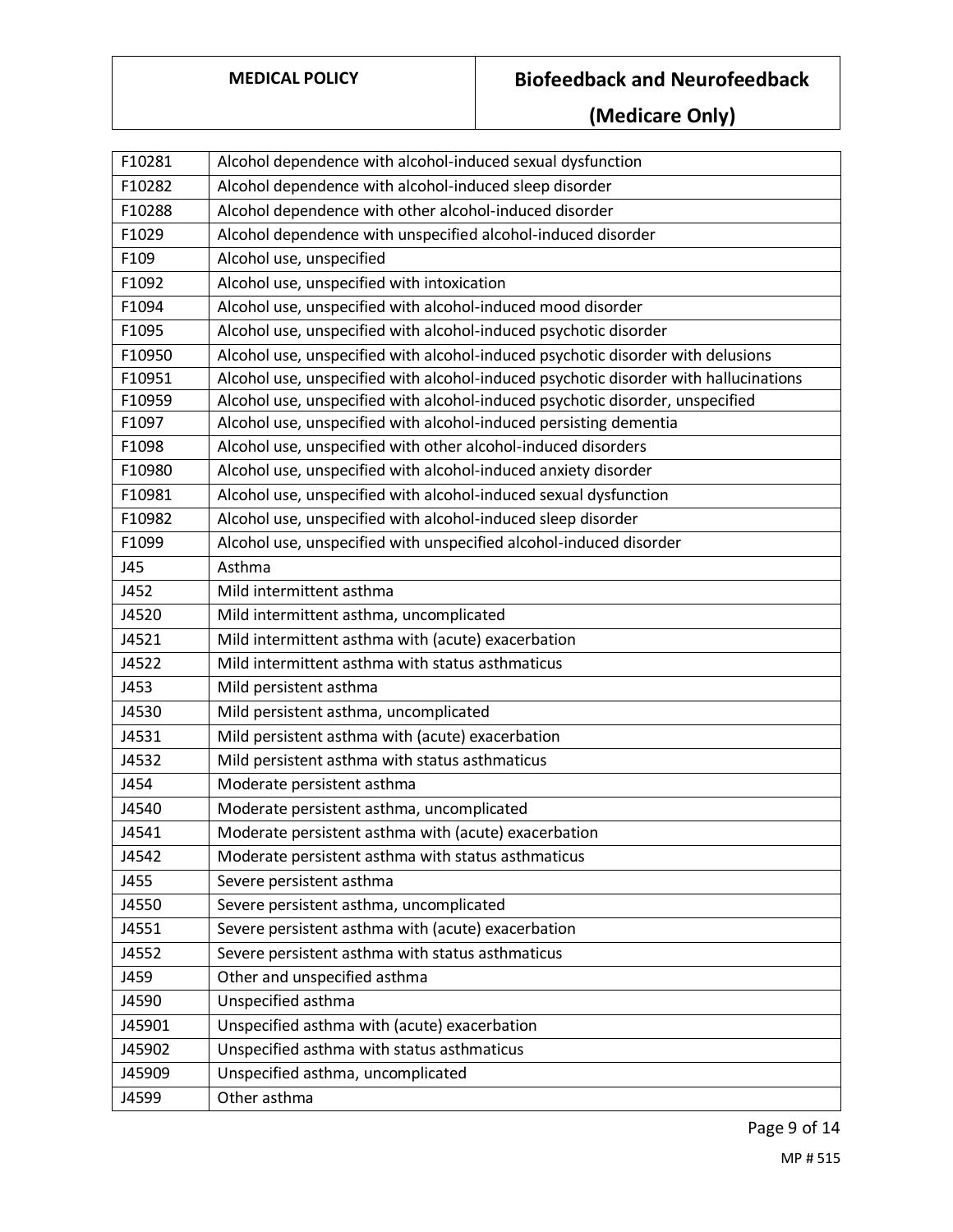| F10281 | Alcohol dependence with alcohol-induced sexual dysfunction |
|---|---|
| F10282 | Alcohol dependence with alcohol-induced sleep disorder |
| F10288 | Alcohol dependence with other alcohol-induced disorder |
| F1029 | Alcohol dependence with unspecified alcohol-induced disorder |
| F109 | Alcohol use, unspecified |
| F1092 | Alcohol use, unspecified with intoxication |
| F1094 | Alcohol use, unspecified with alcohol-induced mood disorder |
| F1095 | Alcohol use, unspecified with alcohol-induced psychotic disorder |
| F10950 | Alcohol use, unspecified with alcohol-induced psychotic disorder with delusions |
| F10951 | Alcohol use, unspecified with alcohol-induced psychotic disorder with hallucinations |
| F10959 | Alcohol use, unspecified with alcohol-induced psychotic disorder, unspecified |
| F1097 | Alcohol use, unspecified with alcohol-induced persisting dementia |
| F1098 | Alcohol use, unspecified with other alcohol-induced disorders |
| F10980 | Alcohol use, unspecified with alcohol-induced anxiety disorder |
| F10981 | Alcohol use, unspecified with alcohol-induced sexual dysfunction |
| F10982 | Alcohol use, unspecified with alcohol-induced sleep disorder |
| F1099 | Alcohol use, unspecified with unspecified alcohol-induced disorder |
| J45 | Asthma |
| J452 | Mild intermittent asthma |
| J4520 | Mild intermittent asthma, uncomplicated |
| J4521 | Mild intermittent asthma with (acute) exacerbation |
| J4522 | Mild intermittent asthma with status asthmaticus |
| J453 | Mild persistent asthma |
| J4530 | Mild persistent asthma, uncomplicated |
| J4531 | Mild persistent asthma with (acute) exacerbation |
| J4532 | Mild persistent asthma with status asthmaticus |
| J454 | Moderate persistent asthma |
| J4540 | Moderate persistent asthma, uncomplicated |
| J4541 | Moderate persistent asthma with (acute) exacerbation |
| J4542 | Moderate persistent asthma with status asthmaticus |
| J455 | Severe persistent asthma |
| J4550 | Severe persistent asthma, uncomplicated |
| J4551 | Severe persistent asthma with (acute) exacerbation |
| J4552 | Severe persistent asthma with status asthmaticus |
| J459 | Other and unspecified asthma |
| J4590 | Unspecified asthma |
| J45901 | Unspecified asthma with (acute) exacerbation |
| J45902 | Unspecified asthma with status asthmaticus |
| J45909 | Unspecified asthma, uncomplicated |
| J4599 | Other asthma |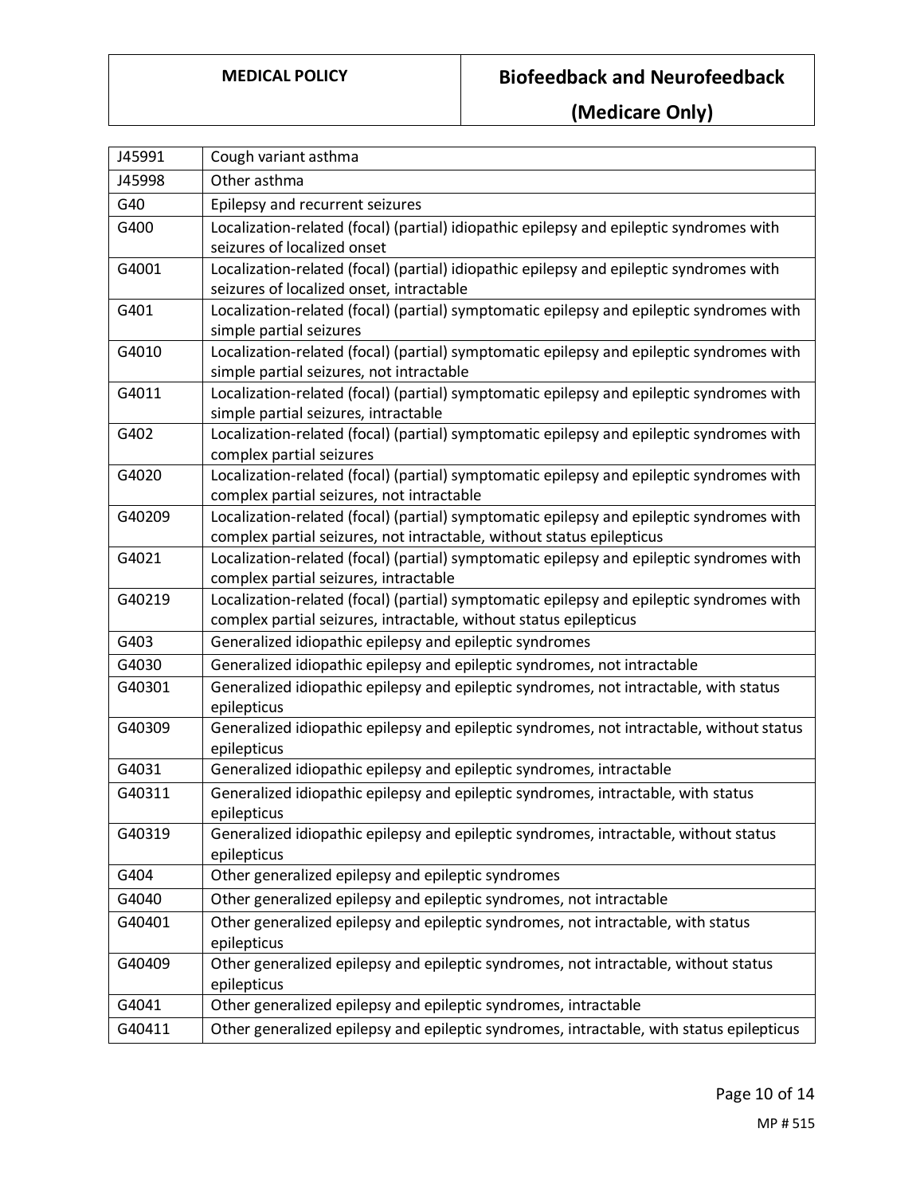| | |
|---|---|
| J45991 | Cough variant asthma |
| J45998 | Other asthma |
| G40 | Epilepsy and recurrent seizures |
| G400 | Localization-related (focal) (partial) idiopathic epilepsy and epileptic syndromes with seizures of localized onset |
| G4001 | Localization-related (focal) (partial) idiopathic epilepsy and epileptic syndromes with seizures of localized onset, intractable |
| G401 | Localization-related (focal) (partial) symptomatic epilepsy and epileptic syndromes with simple partial seizures |
| G4010 | Localization-related (focal) (partial) symptomatic epilepsy and epileptic syndromes with simple partial seizures, not intractable |
| G4011 | Localization-related (focal) (partial) symptomatic epilepsy and epileptic syndromes with simple partial seizures, intractable |
| G402 | Localization-related (focal) (partial) symptomatic epilepsy and epileptic syndromes with complex partial seizures |
| G4020 | Localization-related (focal) (partial) symptomatic epilepsy and epileptic syndromes with complex partial seizures, not intractable |
| G40209 | Localization-related (focal) (partial) symptomatic epilepsy and epileptic syndromes with complex partial seizures, not intractable, without status epilepticus |
| G4021 | Localization-related (focal) (partial) symptomatic epilepsy and epileptic syndromes with complex partial seizures, intractable |
| G40219 | Localization-related (focal) (partial) symptomatic epilepsy and epileptic syndromes with complex partial seizures, intractable, without status epilepticus |
| G403 | Generalized idiopathic epilepsy and epileptic syndromes |
| G4030 | Generalized idiopathic epilepsy and epileptic syndromes, not intractable |
| G40301 | Generalized idiopathic epilepsy and epileptic syndromes, not intractable, with status epilepticus |
| G40309 | Generalized idiopathic epilepsy and epileptic syndromes, not intractable, without status epilepticus |
| G4031 | Generalized idiopathic epilepsy and epileptic syndromes, intractable |
| G40311 | Generalized idiopathic epilepsy and epileptic syndromes, intractable, with status epilepticus |
| G40319 | Generalized idiopathic epilepsy and epileptic syndromes, intractable, without status epilepticus |
| G404 | Other generalized epilepsy and epileptic syndromes |
| G4040 | Other generalized epilepsy and epileptic syndromes, not intractable |
| G40401 | Other generalized epilepsy and epileptic syndromes, not intractable, with status epilepticus |
| G40409 | Other generalized epilepsy and epileptic syndromes, not intractable, without status epilepticus |
| G4041 | Other generalized epilepsy and epileptic syndromes, intractable |
| G40411 | Other generalized epilepsy and epileptic syndromes, intractable, with status epilepticus |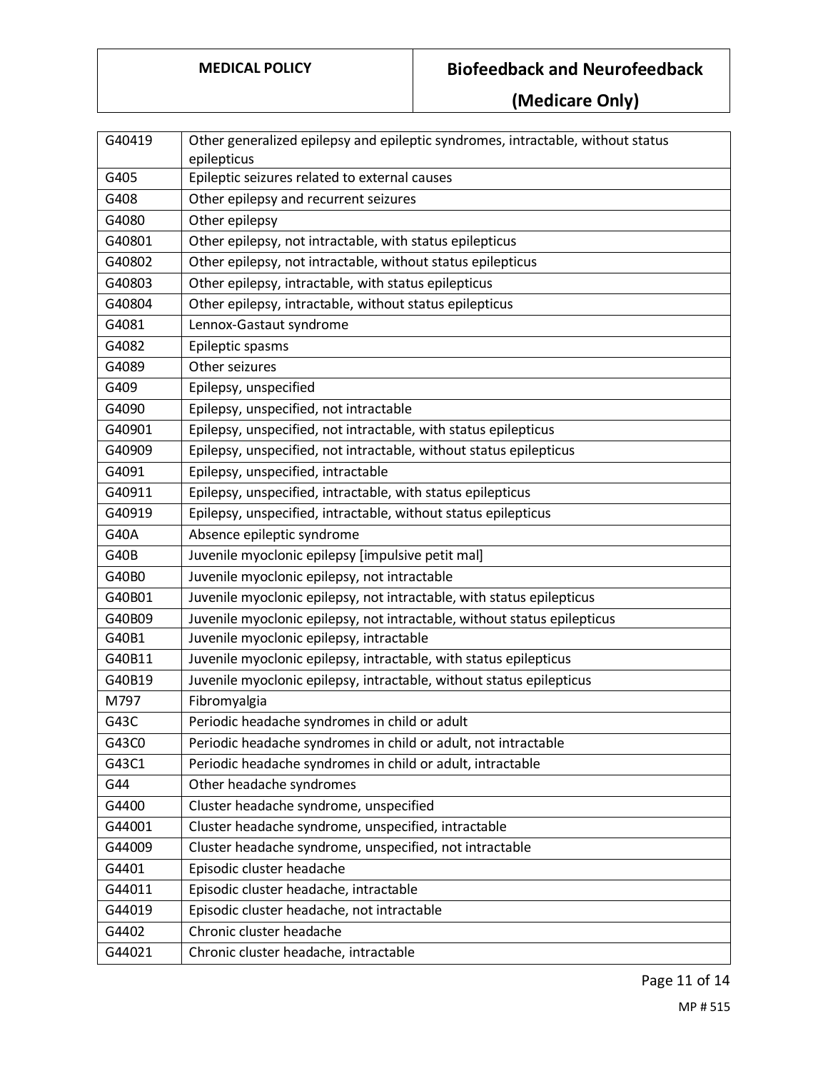| | |
|---|---|
| G40419 | Other generalized epilepsy and epileptic syndromes, intractable, without status epilepticus |
| G405 | Epileptic seizures related to external causes |
| G408 | Other epilepsy and recurrent seizures |
| G4080 | Other epilepsy |
| G40801 | Other epilepsy, not intractable, with status epilepticus |
| G40802 | Other epilepsy, not intractable, without status epilepticus |
| G40803 | Other epilepsy, intractable, with status epilepticus |
| G40804 | Other epilepsy, intractable, without status epilepticus |
| G4081 | Lennox-Gastaut syndrome |
| G4082 | Epileptic spasms |
| G4089 | Other seizures |
| G409 | Epilepsy, unspecified |
| G4090 | Epilepsy, unspecified, not intractable |
| G40901 | Epilepsy, unspecified, not intractable, with status epilepticus |
| G40909 | Epilepsy, unspecified, not intractable, without status epilepticus |
| G4091 | Epilepsy, unspecified, intractable |
| G40911 | Epilepsy, unspecified, intractable, with status epilepticus |
| G40919 | Epilepsy, unspecified, intractable, without status epilepticus |
| G40A | Absence epileptic syndrome |
| G40B | Juvenile myoclonic epilepsy [impulsive petit mal] |
| G40B0 | Juvenile myoclonic epilepsy, not intractable |
| G40B01 | Juvenile myoclonic epilepsy, not intractable, with status epilepticus |
| G40B09 | Juvenile myoclonic epilepsy, not intractable, without status epilepticus |
| G40B1 | Juvenile myoclonic epilepsy, intractable |
| G40B11 | Juvenile myoclonic epilepsy, intractable, with status epilepticus |
| G40B19 | Juvenile myoclonic epilepsy, intractable, without status epilepticus |
| M797 | Fibromyalgia |
| G43C | Periodic headache syndromes in child or adult |
| G43C0 | Periodic headache syndromes in child or adult, not intractable |
| G43C1 | Periodic headache syndromes in child or adult, intractable |
| G44 | Other headache syndromes |
| G4400 | Cluster headache syndrome, unspecified |
| G44001 | Cluster headache syndrome, unspecified, intractable |
| G44009 | Cluster headache syndrome, unspecified, not intractable |
| G4401 | Episodic cluster headache |
| G44011 | Episodic cluster headache, intractable |
| G44019 | Episodic cluster headache, not intractable |
| G4402 | Chronic cluster headache |
| G44021 | Chronic cluster headache, intractable |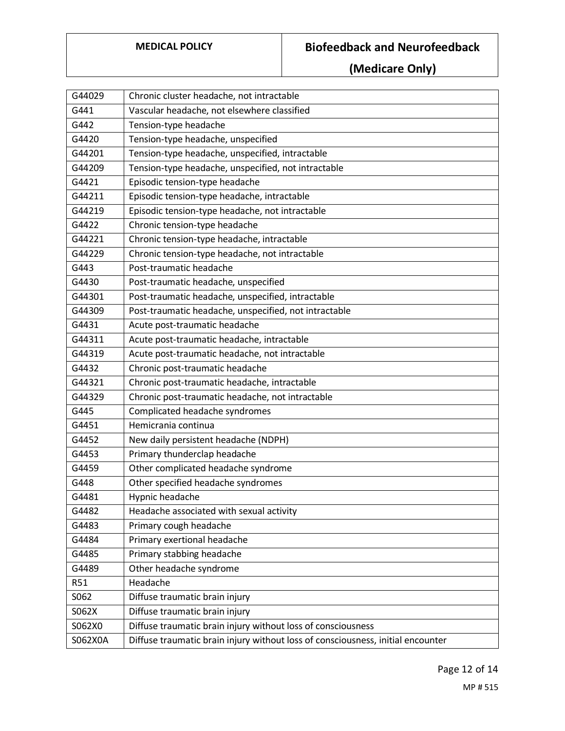| | |
|---|---|
| G44029 | Chronic cluster headache, not intractable |
| G441 | Vascular headache, not elsewhere classified |
| G442 | Tension-type headache |
| G4420 | Tension-type headache, unspecified |
| G44201 | Tension-type headache, unspecified, intractable |
| G44209 | Tension-type headache, unspecified, not intractable |
| G4421 | Episodic tension-type headache |
| G44211 | Episodic tension-type headache, intractable |
| G44219 | Episodic tension-type headache, not intractable |
| G4422 | Chronic tension-type headache |
| G44221 | Chronic tension-type headache, intractable |
| G44229 | Chronic tension-type headache, not intractable |
| G443 | Post-traumatic headache |
| G4430 | Post-traumatic headache, unspecified |
| G44301 | Post-traumatic headache, unspecified, intractable |
| G44309 | Post-traumatic headache, unspecified, not intractable |
| G4431 | Acute post-traumatic headache |
| G44311 | Acute post-traumatic headache, intractable |
| G44319 | Acute post-traumatic headache, not intractable |
| G4432 | Chronic post-traumatic headache |
| G44321 | Chronic post-traumatic headache, intractable |
| G44329 | Chronic post-traumatic headache, not intractable |
| G445 | Complicated headache syndromes |
| G4451 | Hemicrania continua |
| G4452 | New daily persistent headache (NDPH) |
| G4453 | Primary thunderclap headache |
| G4459 | Other complicated headache syndrome |
| G448 | Other specified headache syndromes |
| G4481 | Hypnic headache |
| G4482 | Headache associated with sexual activity |
| G4483 | Primary cough headache |
| G4484 | Primary exertional headache |
| G4485 | Primary stabbing headache |
| G4489 | Other headache syndrome |
| R51 | Headache |
| S062 | Diffuse traumatic brain injury |
| S062X | Diffuse traumatic brain injury |
| S062X0 | Diffuse traumatic brain injury without loss of consciousness |
| S062X0A | Diffuse traumatic brain injury without loss of consciousness, initial encounter |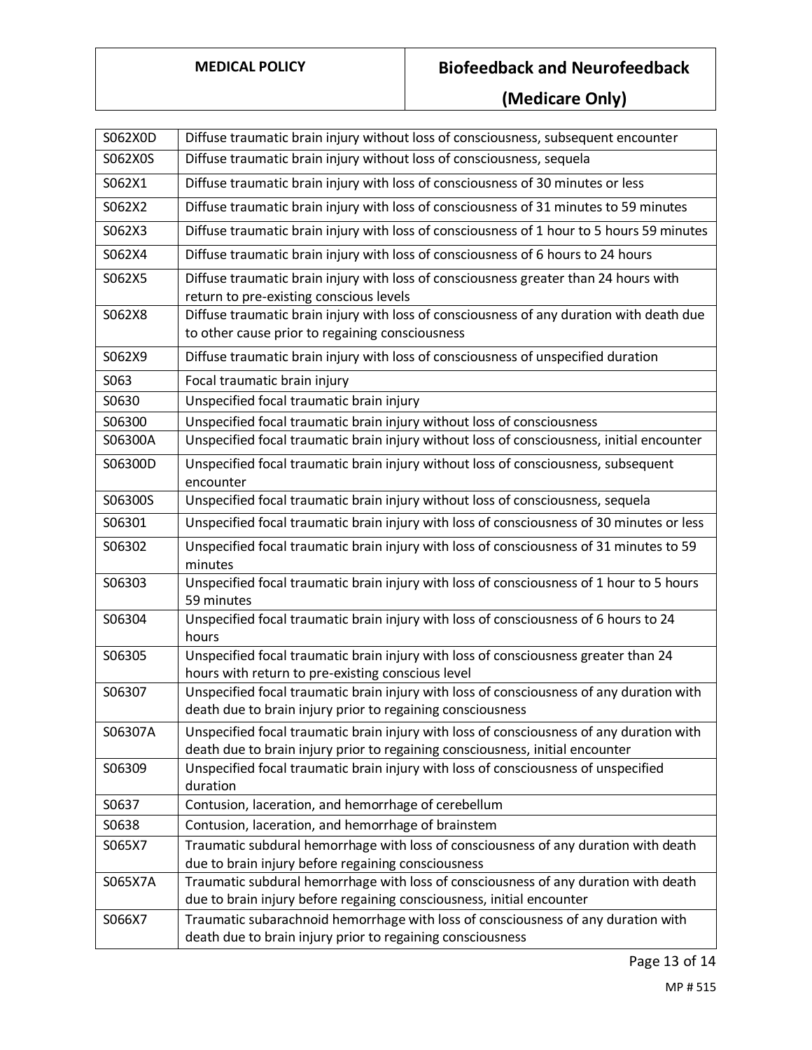| | |
|---|---|
| S062X0D | Diffuse traumatic brain injury without loss of consciousness, subsequent encounter |
| S062X0S | Diffuse traumatic brain injury without loss of consciousness, sequela |
| S062X1 | Diffuse traumatic brain injury with loss of consciousness of 30 minutes or less |
| S062X2 | Diffuse traumatic brain injury with loss of consciousness of 31 minutes to 59 minutes |
| S062X3 | Diffuse traumatic brain injury with loss of consciousness of 1 hour to 5 hours 59 minutes |
| S062X4 | Diffuse traumatic brain injury with loss of consciousness of 6 hours to 24 hours |
| S062X5 | Diffuse traumatic brain injury with loss of consciousness greater than 24 hours with return to pre-existing conscious levels |
| S062X8 | Diffuse traumatic brain injury with loss of consciousness of any duration with death due to other cause prior to regaining consciousness |
| S062X9 | Diffuse traumatic brain injury with loss of consciousness of unspecified duration |
| S063 | Focal traumatic brain injury |
| S0630 | Unspecified focal traumatic brain injury |
| S06300 | Unspecified focal traumatic brain injury without loss of consciousness |
| S06300A | Unspecified focal traumatic brain injury without loss of consciousness, initial encounter |
| S06300D | Unspecified focal traumatic brain injury without loss of consciousness, subsequent encounter |
| S06300S | Unspecified focal traumatic brain injury without loss of consciousness, sequela |
| S06301 | Unspecified focal traumatic brain injury with loss of consciousness of 30 minutes or less |
| S06302 | Unspecified focal traumatic brain injury with loss of consciousness of 31 minutes to 59 minutes |
| S06303 | Unspecified focal traumatic brain injury with loss of consciousness of 1 hour to 5 hours 59 minutes |
| S06304 | Unspecified focal traumatic brain injury with loss of consciousness of 6 hours to 24 hours |
| S06305 | Unspecified focal traumatic brain injury with loss of consciousness greater than 24 hours with return to pre-existing conscious level |
| S06307 | Unspecified focal traumatic brain injury with loss of consciousness of any duration with death due to brain injury prior to regaining consciousness |
| S06307A | Unspecified focal traumatic brain injury with loss of consciousness of any duration with death due to brain injury prior to regaining consciousness, initial encounter |
| S06309 | Unspecified focal traumatic brain injury with loss of consciousness of unspecified duration |
| S0637 | Contusion, laceration, and hemorrhage of cerebellum |
| S0638 | Contusion, laceration, and hemorrhage of brainstem |
| S065X7 | Traumatic subdural hemorrhage with loss of consciousness of any duration with death due to brain injury before regaining consciousness |
| S065X7A | Traumatic subdural hemorrhage with loss of consciousness of any duration with death due to brain injury before regaining consciousness, initial encounter |
| S066X7 | Traumatic subarachnoid hemorrhage with loss of consciousness of any duration with death due to brain injury prior to regaining consciousness |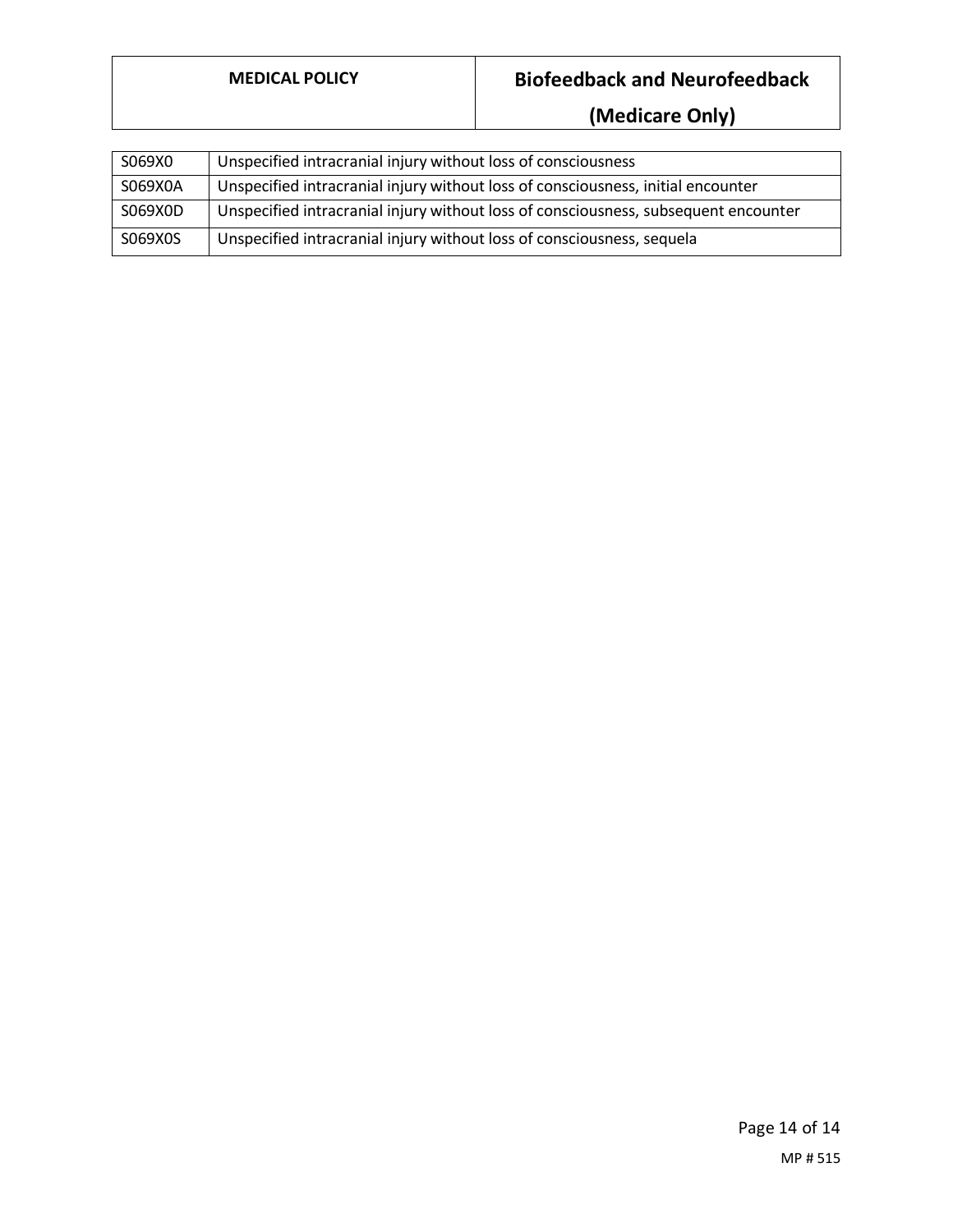| | |
|---|---|
| S069X0 | Unspecified intracranial injury without loss of consciousness |
| S069X0A | Unspecified intracranial injury without loss of consciousness, initial encounter |
| S069X0D | Unspecified intracranial injury without loss of consciousness, subsequent encounter |
| S069X0S | Unspecified intracranial injury without loss of consciousness, sequela |